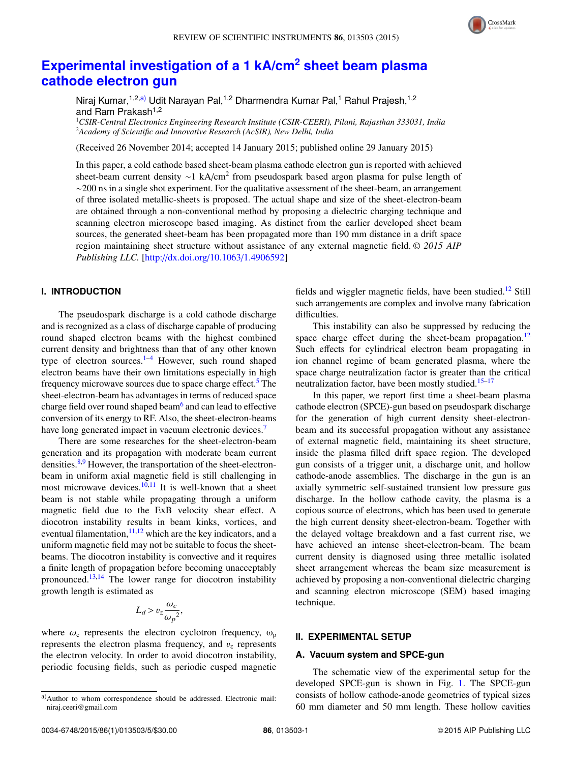# Experimental investigation of a 1 kA/cm$^2$ sheet beam plasma cathode electron gun

Niraj Kumar,[1,2,a)] Udit Narayan Pal,[1,2] Dharmendra Kumar Pal,[1] Rahul Prajesh,[1,2] and Ram Prakash[1,2]

[1]*CSIR-Central Electronics Engineering Research Institute (CSIR-CEERI), Pilani, Rajasthan 333031, India*
[2]*Academy of Scientific and Innovative Research (AcSIR), New Delhi, India*

(Received 26 November 2014; accepted 14 January 2015; published online 29 January 2015)

In this paper, a cold cathode based sheet-beam plasma cathode electron gun is reported with achieved sheet-beam current density ~1 kA/cm$^2$ from pseudospark based argon plasma for pulse length of ~200 ns in a single shot experiment. For the qualitative assessment of the sheet-beam, an arrangement of three isolated metallic-sheets is proposed. The actual shape and size of the sheet-electron-beam are obtained through a non-conventional method by proposing a dielectric charging technique and scanning electron microscope based imaging. As distinct from the earlier developed sheet beam sources, the generated sheet-beam has been propagated more than 190 mm distance in a drift space region maintaining sheet structure without assistance of any external magnetic field. © *2015 AIP Publishing LLC.* [http://dx.doi.org/10.1063/1.4906592]

## I. INTRODUCTION

The pseudospark discharge is a cold cathode discharge and is recognized as a class of discharge capable of producing round shaped electron beams with the highest combined current density and brightness than that of any other known type of electron sources.[1–4] However, such round shaped electron beams have their own limitations especially in high frequency microwave sources due to space charge effect.[5] The sheet-electron-beam has advantages in terms of reduced space charge field over round shaped beam[6] and can lead to effective conversion of its energy to RF. Also, the sheet-electron-beams have long generated impact in vacuum electronic devices.[7]

There are some researches for the sheet-electron-beam generation and its propagation with moderate beam current densities.[8,9] However, the transportation of the sheet-electron-beam in uniform axial magnetic field is still challenging in most microwave devices.[10,11] It is well-known that a sheet beam is not stable while propagating through a uniform magnetic field due to the ExB velocity shear effect. A diocotron instability results in beam kinks, vortices, and eventual filamentation,[11,12] which are the key indicators, and a uniform magnetic field may not be suitable to focus the sheet-beams. The diocotron instability is convective and it requires a finite length of propagation before becoming unacceptably pronounced.[13,14] The lower range for diocotron instability growth length is estimated as

$$L_d > v_z \frac{\omega_c}{{\omega_p}^2},$$

where $\omega_c$ represents the electron cyclotron frequency, $\omega_p$ represents the electron plasma frequency, and $v_z$ represents the electron velocity. In order to avoid diocotron instability, periodic focusing fields, such as periodic cusped magnetic fields and wiggler magnetic fields, have been studied.[12] Still such arrangements are complex and involve many fabrication difficulties.

This instability can also be suppressed by reducing the space charge effect during the sheet-beam propagation.[12] Such effects for cylindrical electron beam propagating in ion channel regime of beam generated plasma, where the space charge neutralization factor is greater than the critical neutralization factor, have been mostly studied.[15–17]

In this paper, we report first time a sheet-beam plasma cathode electron (SPCE)-gun based on pseudospark discharge for the generation of high current density sheet-electron-beam and its successful propagation without any assistance of external magnetic field, maintaining its sheet structure, inside the plasma filled drift space region. The developed gun consists of a trigger unit, a discharge unit, and hollow cathode-anode assemblies. The discharge in the gun is an axially symmetric self-sustained transient low pressure gas discharge. In the hollow cathode cavity, the plasma is a copious source of electrons, which has been used to generate the high current density sheet-electron-beam. Together with the delayed voltage breakdown and a fast current rise, we have achieved an intense sheet-electron-beam. The beam current density is diagnosed using three metallic isolated sheet arrangement whereas the beam size measurement is achieved by proposing a non-conventional dielectric charging and scanning electron microscope (SEM) based imaging technique.

## II. EXPERIMENTAL SETUP

### A. Vacuum system and SPCE-gun

The schematic view of the experimental setup for the developed SPCE-gun is shown in Fig. 1. The SPCE-gun consists of hollow cathode-anode geometries of typical sizes 60 mm diameter and 50 mm length. These hollow cavities

a)Author to whom correspondence should be addressed. Electronic mail: niraj.ceeri@gmail.com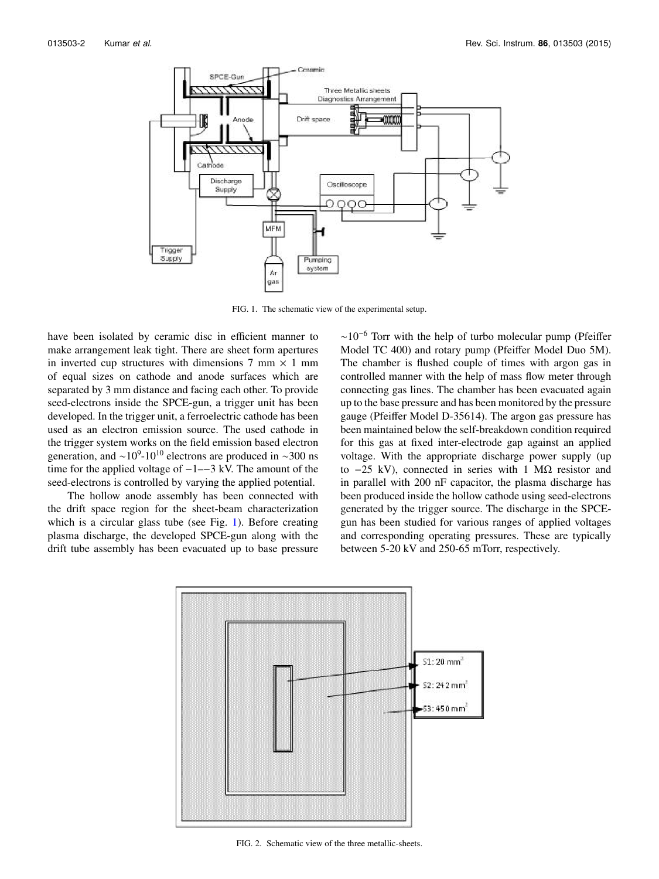FIG. 1. The schematic view of the experimental setup.

have been isolated by ceramic disc in efficient manner to make arrangement leak tight. There are sheet form apertures in inverted cup structures with dimensions 7 mm × 1 mm of equal sizes on cathode and anode surfaces which are separated by 3 mm distance and facing each other. To provide seed-electrons inside the SPCE-gun, a trigger unit has been developed. In the trigger unit, a ferroelectric cathode has been used as an electron emission source. The used cathode in the trigger system works on the field emission based electron generation, and $\sim 10^9$-$10^{10}$ electrons are produced in ∼300 ns time for the applied voltage of −1–−3 kV. The amount of the seed-electrons is controlled by varying the applied potential.

The hollow anode assembly has been connected with the drift space region for the sheet-beam characterization which is a circular glass tube (see Fig. 1). Before creating plasma discharge, the developed SPCE-gun along with the drift tube assembly has been evacuated up to base pressure $\sim 10^{-6}$ Torr with the help of turbo molecular pump (Pfeiffer Model TC 400) and rotary pump (Pfeiffer Model Duo 5M). The chamber is flushed couple of times with argon gas in controlled manner with the help of mass flow meter through connecting gas lines. The chamber has been evacuated again up to the base pressure and has been monitored by the pressure gauge (Pfeiffer Model D-35614). The argon gas pressure has been maintained below the self-breakdown condition required for this gas at fixed inter-electrode gap against an applied voltage. With the appropriate discharge power supply (up to −25 kV), connected in series with 1 MΩ resistor and in parallel with 200 nF capacitor, the plasma discharge has been produced inside the hollow cathode using seed-electrons generated by the trigger source. The discharge in the SPCE-gun has been studied for various ranges of applied voltages and corresponding operating pressures. These are typically between 5-20 kV and 250-65 mTorr, respectively.

FIG. 2. Schematic view of the three metallic-sheets.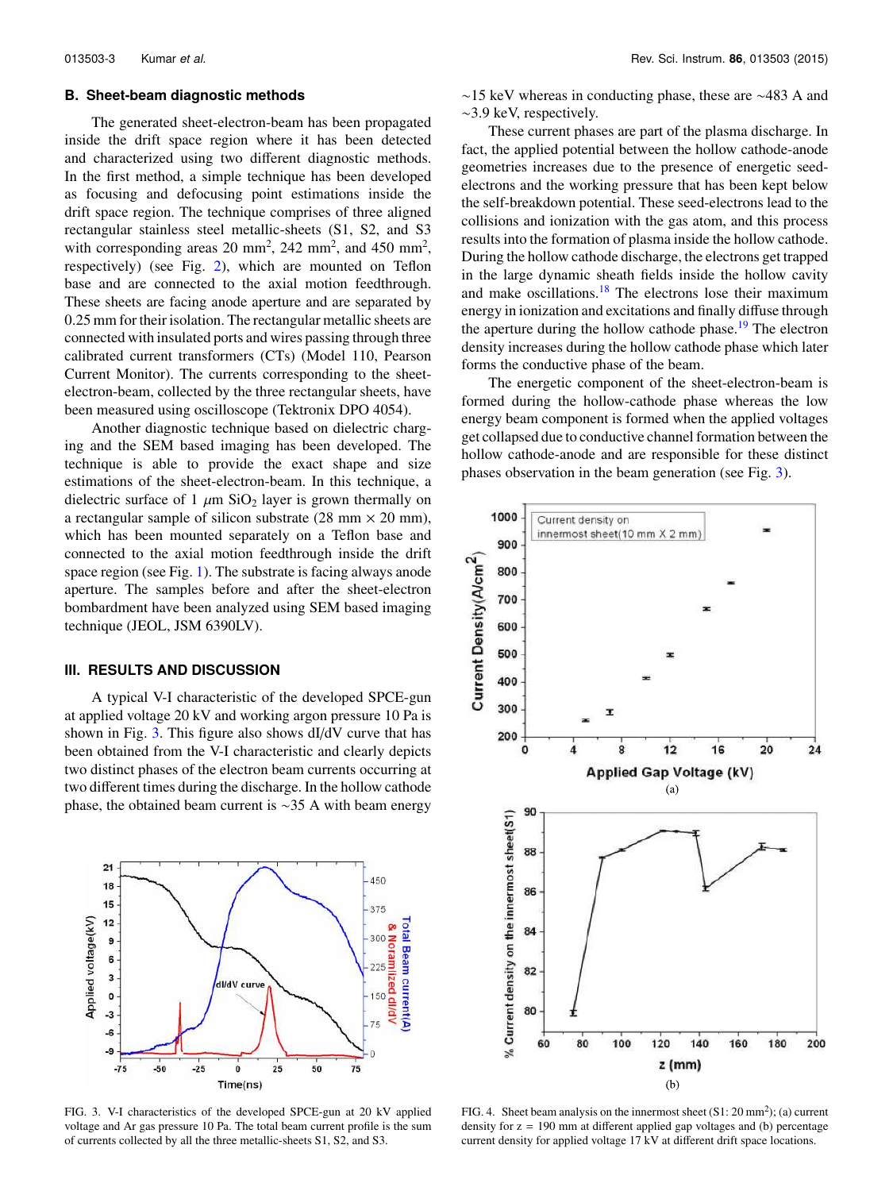## B. Sheet-beam diagnostic methods

The generated sheet-electron-beam has been propagated inside the drift space region where it has been detected and characterized using two different diagnostic methods. In the first method, a simple technique has been developed as focusing and defocusing point estimations inside the drift space region. The technique comprises of three aligned rectangular stainless steel metallic-sheets (S1, S2, and S3 with corresponding areas 20 mm$^2$, 242 mm$^2$, and 450 mm$^2$, respectively) (see Fig. 2), which are mounted on Teflon base and are connected to the axial motion feedthrough. These sheets are facing anode aperture and are separated by 0.25 mm for their isolation. The rectangular metallic sheets are connected with insulated ports and wires passing through three calibrated current transformers (CTs) (Model 110, Pearson Current Monitor). The currents corresponding to the sheet-electron-beam, collected by the three rectangular sheets, have been measured using oscilloscope (Tektronix DPO 4054).

Another diagnostic technique based on dielectric charging and the SEM based imaging has been developed. The technique is able to provide the exact shape and size estimations of the sheet-electron-beam. In this technique, a dielectric surface of 1 $\mu$m $SiO_2$ layer is grown thermally on a rectangular sample of silicon substrate (28 mm × 20 mm), which has been mounted separately on a Teflon base and connected to the axial motion feedthrough inside the drift space region (see Fig. 1). The substrate is facing always anode aperture. The samples before and after the sheet-electron bombardment have been analyzed using SEM based imaging technique (JEOL, JSM 6390LV).

## III. RESULTS AND DISCUSSION

A typical V-I characteristic of the developed SPCE-gun at applied voltage 20 kV and working argon pressure 10 Pa is shown in Fig. 3. This figure also shows dI/dV curve that has been obtained from the V-I characteristic and clearly depicts two distinct phases of the electron beam currents occurring at two different times during the discharge. In the hollow cathode phase, the obtained beam current is ~35 A with beam energy ~15 keV whereas in conducting phase, these are ~483 A and ~3.9 keV, respectively.

FIG. 3. V-I characteristics of the developed SPCE-gun at 20 kV applied voltage and Ar gas pressure 10 Pa. The total beam current profile is the sum of currents collected by all the three metallic-sheets S1, S2, and S3.

These current phases are part of the plasma discharge. In fact, the applied potential between the hollow cathode-anode geometries increases due to the presence of energetic seed-electrons and the working pressure that has been kept below the self-breakdown potential. These seed-electrons lead to the collisions and ionization with the gas atom, and this process results into the formation of plasma inside the hollow cathode. During the hollow cathode discharge, the electrons get trapped in the large dynamic sheath fields inside the hollow cavity and make oscillations.[18] The electrons lose their maximum energy in ionization and excitations and finally diffuse through the aperture during the hollow cathode phase.[19] The electron density increases during the hollow cathode phase which later forms the conductive phase of the beam.

The energetic component of the sheet-electron-beam is formed during the hollow-cathode phase whereas the low energy beam component is formed when the applied voltages get collapsed due to conductive channel formation between the hollow cathode-anode and are responsible for these distinct phases observation in the beam generation (see Fig. 3).

FIG. 4. Sheet beam analysis on the innermost sheet (S1: 20 mm$^2$); (a) current density for z = 190 mm at different applied gap voltages and (b) percentage current density for applied voltage 17 kV at different drift space locations.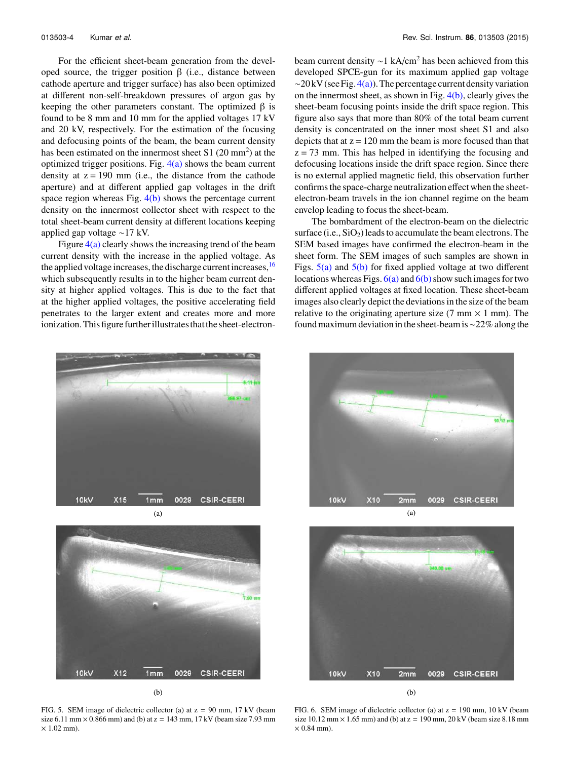For the efficient sheet-beam generation from the developed source, the trigger position β (i.e., distance between cathode aperture and trigger surface) has also been optimized at different non-self-breakdown pressures of argon gas by keeping the other parameters constant. The optimized β is found to be 8 mm and 10 mm for the applied voltages 17 kV and 20 kV, respectively. For the estimation of the focusing and defocusing points of the beam, the beam current density has been estimated on the innermost sheet S1 (20 $mm^2$) at the optimized trigger positions. Fig. 4(a) shows the beam current density at z = 190 mm (i.e., the distance from the cathode aperture) and at different applied gap voltages in the drift space region whereas Fig. 4(b) shows the percentage current density on the innermost collector sheet with respect to the total sheet-beam current density at different locations keeping applied gap voltage ~17 kV.

Figure 4(a) clearly shows the increasing trend of the beam current density with the increase in the applied voltage. As the applied voltage increases, the discharge current increases,[16] which subsequently results in to the higher beam current density at higher applied voltages. This is due to the fact that at the higher applied voltages, the positive accelerating field penetrates to the larger extent and creates more and more ionization. This figure further illustrates that the sheet-electron-beam current density ~1 kA/$cm^2$ has been achieved from this developed SPCE-gun for its maximum applied gap voltage ~20 kV (see Fig. 4(a)). The percentage current density variation on the innermost sheet, as shown in Fig. 4(b), clearly gives the sheet-beam focusing points inside the drift space region. This figure also says that more than 80% of the total beam current density is concentrated on the inner most sheet S1 and also depicts that at z = 120 mm the beam is more focused than that z = 73 mm. This has helped in identifying the focusing and defocusing locations inside the drift space region. Since there is no external applied magnetic field, this observation further confirms the space-charge neutralization effect when the sheet-electron-beam travels in the ion channel regime on the beam envelop leading to focus the sheet-beam.

The bombardment of the electron-beam on the dielectric surface (i.e., $SiO_2$) leads to accumulate the beam electrons. The SEM based images have confirmed the electron-beam in the sheet form. The SEM images of such samples are shown in Figs. 5(a) and 5(b) for fixed applied voltage at two different locations whereas Figs. 6(a) and 6(b) show such images for two different applied voltages at fixed location. These sheet-beam images also clearly depict the deviations in the size of the beam relative to the originating aperture size (7 mm × 1 mm). The found maximum deviation in the sheet-beam is ~22% along the

FIG. 5. SEM image of dielectric collector (a) at z = 90 mm, 17 kV (beam size 6.11 mm × 0.866 mm) and (b) at z = 143 mm, 17 kV (beam size 7.93 mm × 1.02 mm).

FIG. 6. SEM image of dielectric collector (a) at z = 190 mm, 10 kV (beam size 10.12 mm × 1.65 mm) and (b) at z = 190 mm, 20 kV (beam size 8.18 mm × 0.84 mm).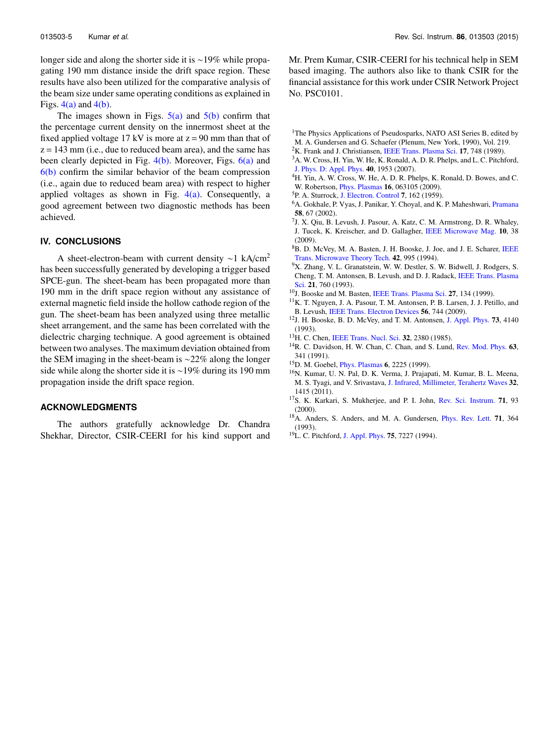longer side and along the shorter side it is ~19% while propagating 190 mm distance inside the drift space region. These results have also been utilized for the comparative analysis of the beam size under same operating conditions as explained in Figs. 4(a) and 4(b).

The images shown in Figs. 5(a) and 5(b) confirm that the percentage current density on the innermost sheet at the fixed applied voltage 17 kV is more at z = 90 mm than that of z = 143 mm (i.e., due to reduced beam area), and the same has been clearly depicted in Fig. 4(b). Moreover, Figs. 6(a) and 6(b) confirm the similar behavior of the beam compression (i.e., again due to reduced beam area) with respect to higher applied voltages as shown in Fig. 4(a). Consequently, a good agreement between two diagnostic methods has been achieved.

## IV. CONCLUSIONS

A sheet-electron-beam with current density ~1 kA/cm$^2$ has been successfully generated by developing a trigger based SPCE-gun. The sheet-beam has been propagated more than 190 mm in the drift space region without any assistance of external magnetic field inside the hollow cathode region of the gun. The sheet-beam has been analyzed using three metallic sheet arrangement, and the same has been correlated with the dielectric charging technique. A good agreement is obtained between two analyses. The maximum deviation obtained from the SEM imaging in the sheet-beam is ~22% along the longer side while along the shorter side it is ~19% during its 190 mm propagation inside the drift space region.

## ACKNOWLEDGMENTS

The authors gratefully acknowledge Dr. Chandra Shekhar, Director, CSIR-CEERI for his kind support and Mr. Prem Kumar, CSIR-CEERI for his technical help in SEM based imaging. The authors also like to thank CSIR for the financial assistance for this work under CSIR Network Project No. PSC0101.

[1] The Physics Applications of Pseudosparks, NATO ASI Series B, edited by M. A. Gundersen and G. Schaefer (Plenum, New York, 1990), Vol. 219.

[2] K. Frank and J. Christiansen, IEEE Trans. Plasma Sci. **17**, 748 (1989).

[3] A. W. Cross, H. Yin, W. He, K. Ronald, A. D. R. Phelps, and L. C. Pitchford, J. Phys. D: Appl. Phys. **40**, 1953 (2007).

[4] H. Yin, A. W. Cross, W. He, A. D. R. Phelps, K. Ronald, D. Bowes, and C. W. Robertson, Phys. Plasmas **16**, 063105 (2009).

[5] P. A. Sturrock, J. Electron. Control **7**, 162 (1959).

[6] A. Gokhale, P. Vyas, J. Panikar, Y. Choyal, and K. P. Maheshwari, Pramana **58**, 67 (2002).

[7] J. X. Qiu, B. Levush, J. Pasour, A. Katz, C. M. Armstrong, D. R. Whaley, J. Tucek, K. Kreischer, and D. Gallagher, IEEE Microwave Mag. **10**, 38 (2009).

[8] B. D. McVey, M. A. Basten, J. H. Booske, J. Joe, and J. E. Scharer, IEEE Trans. Microwave Theory Tech. **42**, 995 (1994).

[9] X. Zhang, V. L. Granatstein, W. W. Destler, S. W. Bidwell, J. Rodgers, S. Cheng, T. M. Antonsen, B. Levush, and D. J. Radack, IEEE Trans. Plasma Sci. **21**, 760 (1993).

[10] J. Booske and M. Basten, IEEE Trans. Plasma Sci. **27**, 134 (1999).

[11] K. T. Nguyen, J. A. Pasour, T. M. Antonsen, P. B. Larsen, J. J. Petillo, and B. Levush, IEEE Trans. Electron Devices **56**, 744 (2009).

[12] J. H. Booske, B. D. McVey, and T. M. Antonsen, J. Appl. Phys. **73**, 4140 (1993).

[13] H. C. Chen, IEEE Trans. Nucl. Sci. **32**, 2380 (1985).

[14] R. C. Davidson, H. W. Chan, C. Chan, and S. Lund, Rev. Mod. Phys. **63**, 341 (1991).

[15] D. M. Goebel, Phys. Plasmas **6**, 2225 (1999).

[16] N. Kumar, U. N. Pal, D. K. Verma, J. Prajapati, M. Kumar, B. L. Meena, M. S. Tyagi, and V. Srivastava, J. Infrared, Millimeter, Terahertz Waves **32**, 1415 (2011).

[17] S. K. Karkari, S. Mukherjee, and P. I. John, Rev. Sci. Instrum. **71**, 93 (2000).

[18] A. Anders, S. Anders, and M. A. Gundersen, Phys. Rev. Lett. **71**, 364 (1993).

[19] L. C. Pitchford, J. Appl. Phys. **75**, 7227 (1994).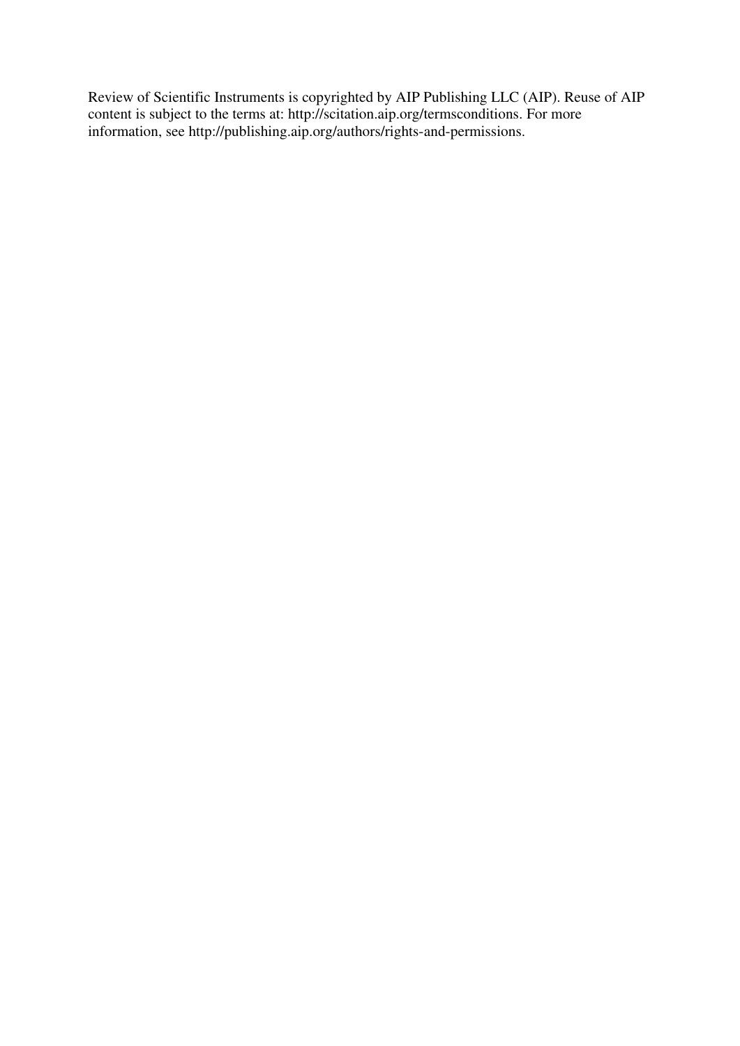Review of Scientific Instruments is copyrighted by AIP Publishing LLC (AIP). Reuse of AIP content is subject to the terms at: http://scitation.aip.org/termsconditions. For more information, see http://publishing.aip.org/authors/rights-and-permissions.